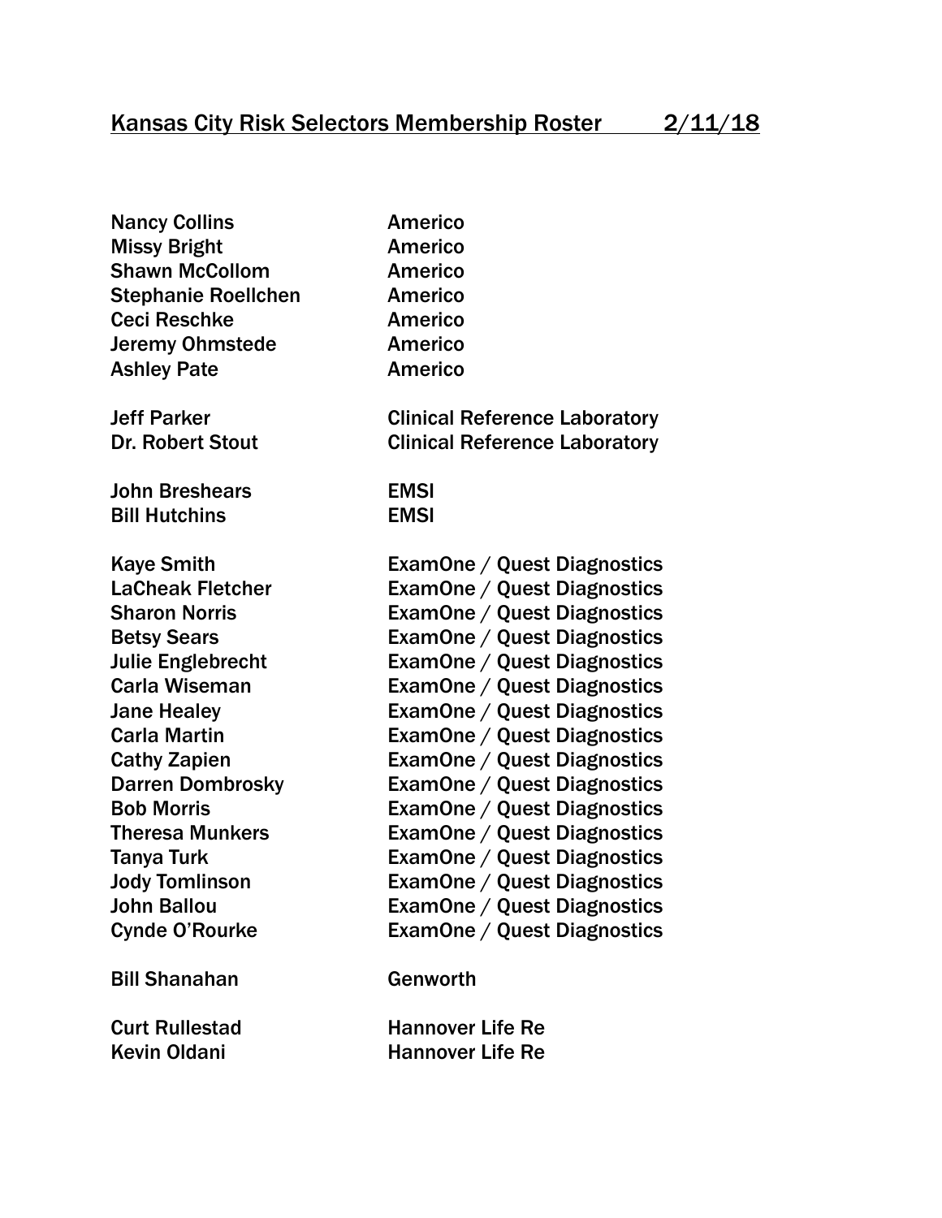# Kansas City Risk Selectors Membership Roster 2/11/18

| Name | Company |
|---|---|
| Nancy Collins | Americo |
| Missy Bright | Americo |
| Shawn McCollom | Americo |
| Stephanie Roellchen | Americo |
| Ceci Reschke | Americo |
| Jeremy Ohmstede | Americo |
| Ashley Pate | Americo |
| | |
| Jeff Parker | Clinical Reference Laboratory |
| Dr. Robert Stout | Clinical Reference Laboratory |
| | |
| John Breshears | EMSI |
| Bill Hutchins | EMSI |
| | |
| Kaye Smith | ExamOne / Quest Diagnostics |
| LaCheak Fletcher | ExamOne / Quest Diagnostics |
| Sharon Norris | ExamOne / Quest Diagnostics |
| Betsy Sears | ExamOne / Quest Diagnostics |
| Julie Englebrecht | ExamOne / Quest Diagnostics |
| Carla Wiseman | ExamOne / Quest Diagnostics |
| Jane Healey | ExamOne / Quest Diagnostics |
| Carla Martin | ExamOne / Quest Diagnostics |
| Cathy Zapien | ExamOne / Quest Diagnostics |
| Darren Dombrosky | ExamOne / Quest Diagnostics |
| Bob Morris | ExamOne / Quest Diagnostics |
| Theresa Munkers | ExamOne / Quest Diagnostics |
| Tanya Turk | ExamOne / Quest Diagnostics |
| Jody Tomlinson | ExamOne / Quest Diagnostics |
| John Ballou | ExamOne / Quest Diagnostics |
| Cynde O'Rourke | ExamOne / Quest Diagnostics |
| | |
| Bill Shanahan | Genworth |
| | |
| Curt Rullestad | Hannover Life Re |
| Kevin Oldani | Hannover Life Re |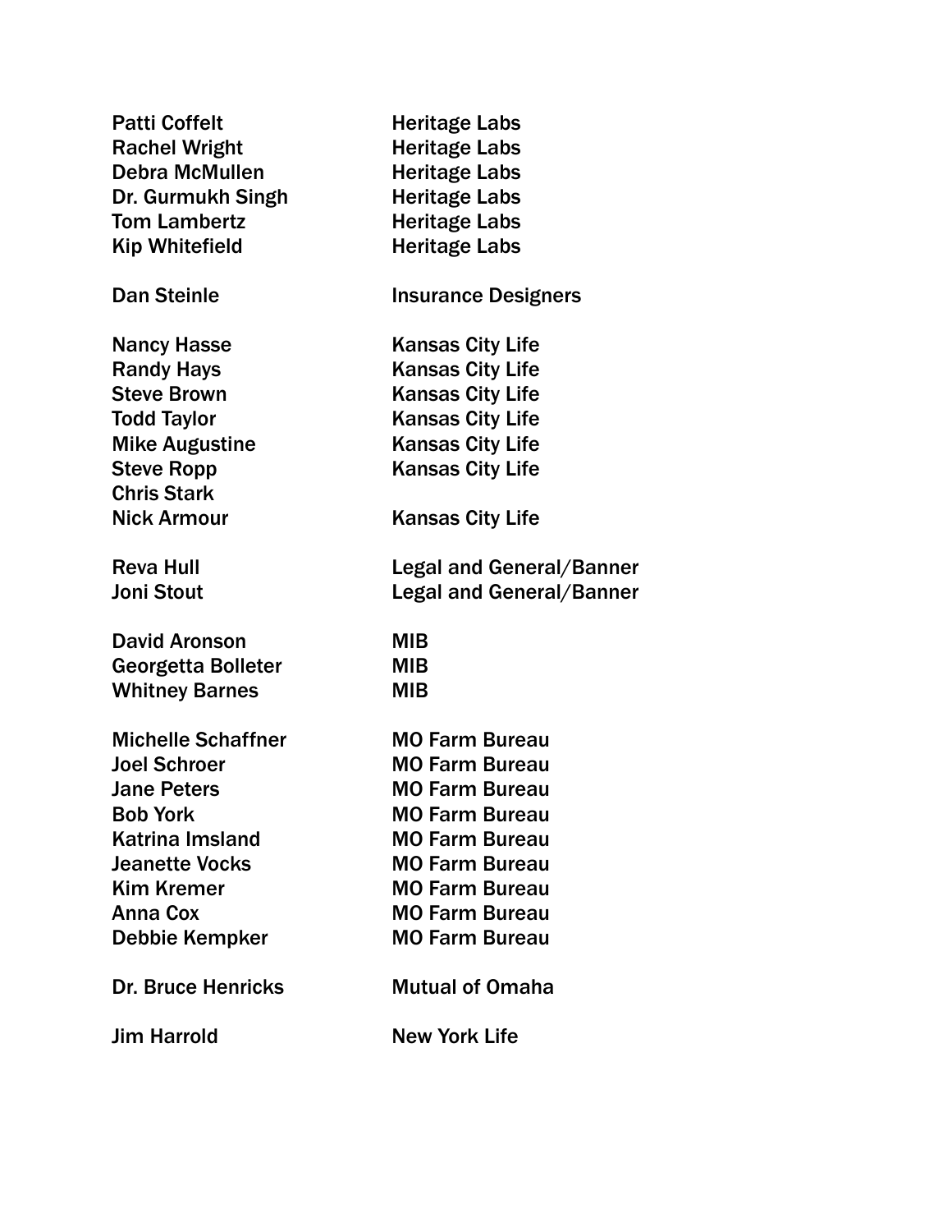| | |
|---|---|
| Patti Coffelt | Heritage Labs |
| Rachel Wright | Heritage Labs |
| Debra McMullen | Heritage Labs |
| Dr. Gurmukh Singh | Heritage Labs |
| Tom Lambertz | Heritage Labs |
| Kip Whitefield | Heritage Labs |
| | |
| Dan Steinle | Insurance Designers |
| | |
| Nancy Hasse | Kansas City Life |
| Randy Hays | Kansas City Life |
| Steve Brown | Kansas City Life |
| Todd Taylor | Kansas City Life |
| Mike Augustine | Kansas City Life |
| Steve Ropp | Kansas City Life |
| Chris Stark | |
| Nick Armour | Kansas City Life |
| | |
| Reva Hull | Legal and General/Banner |
| Joni Stout | Legal and General/Banner |
| | |
| David Aronson | MIB |
| Georgetta Bolleter | MIB |
| Whitney Barnes | MIB |
| | |
| Michelle Schaffner | MO Farm Bureau |
| Joel Schroer | MO Farm Bureau |
| Jane Peters | MO Farm Bureau |
| Bob York | MO Farm Bureau |
| Katrina Imsland | MO Farm Bureau |
| Jeanette Vocks | MO Farm Bureau |
| Kim Kremer | MO Farm Bureau |
| Anna Cox | MO Farm Bureau |
| Debbie Kempker | MO Farm Bureau |
| | |
| Dr. Bruce Henricks | Mutual of Omaha |
| | |
| Jim Harrold | New York Life |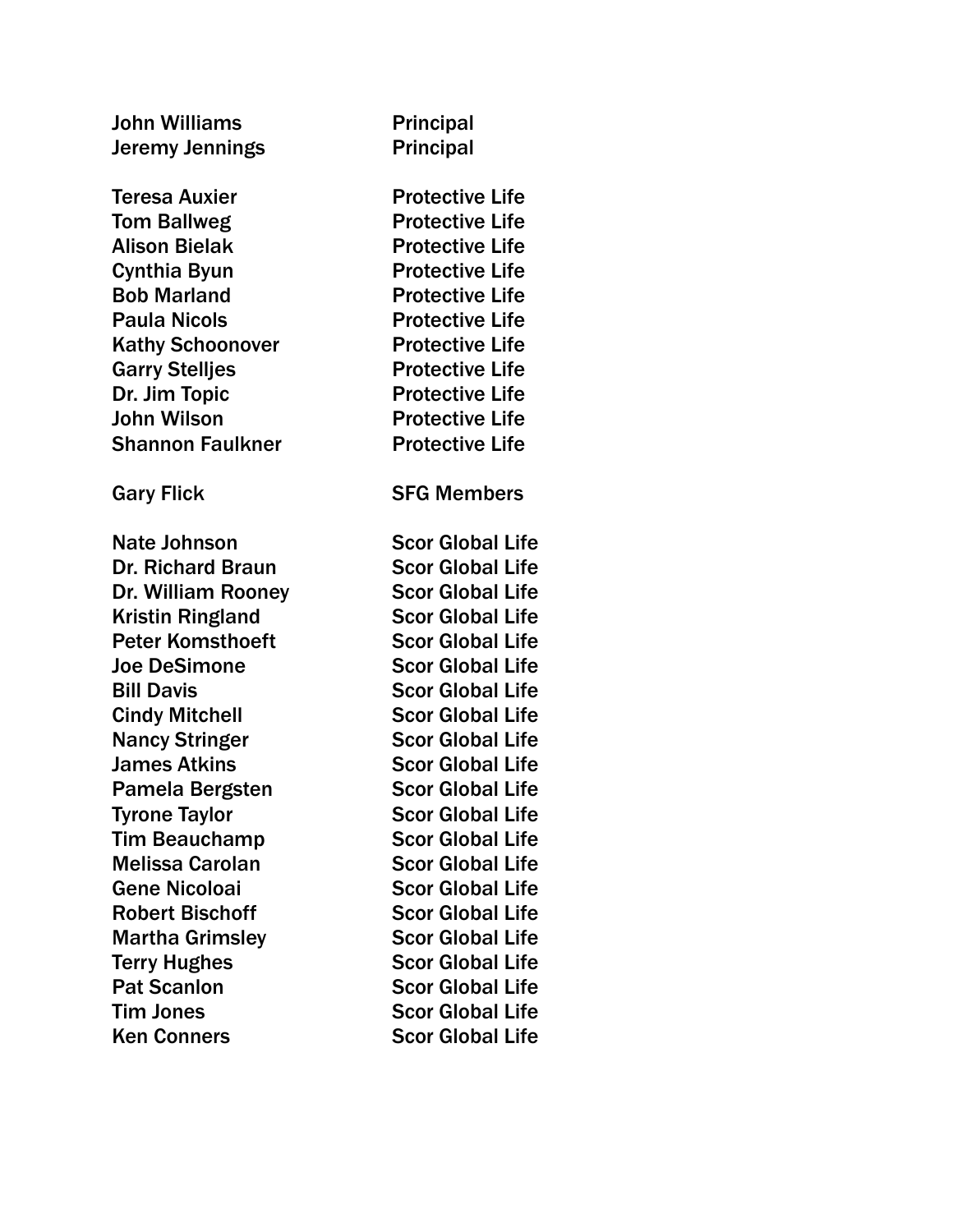| | |
|---|---|
| John Williams | Principal |
| Jeremy Jennings | Principal |
| | |
| Teresa Auxier | Protective Life |
| Tom Ballweg | Protective Life |
| Alison Bielak | Protective Life |
| Cynthia Byun | Protective Life |
| Bob Marland | Protective Life |
| Paula Nicols | Protective Life |
| Kathy Schoonover | Protective Life |
| Garry Stelljes | Protective Life |
| Dr. Jim Topic | Protective Life |
| John Wilson | Protective Life |
| Shannon Faulkner | Protective Life |
| | |
| Gary Flick | SFG Members |
| | |
| Nate Johnson | Scor Global Life |
| Dr. Richard Braun | Scor Global Life |
| Dr. William Rooney | Scor Global Life |
| Kristin Ringland | Scor Global Life |
| Peter Komsthoeft | Scor Global Life |
| Joe DeSimone | Scor Global Life |
| Bill Davis | Scor Global Life |
| Cindy Mitchell | Scor Global Life |
| Nancy Stringer | Scor Global Life |
| James Atkins | Scor Global Life |
| Pamela Bergsten | Scor Global Life |
| Tyrone Taylor | Scor Global Life |
| Tim Beauchamp | Scor Global Life |
| Melissa Carolan | Scor Global Life |
| Gene Nicoloai | Scor Global Life |
| Robert Bischoff | Scor Global Life |
| Martha Grimsley | Scor Global Life |
| Terry Hughes | Scor Global Life |
| Pat Scanlon | Scor Global Life |
| Tim Jones | Scor Global Life |
| Ken Conners | Scor Global Life |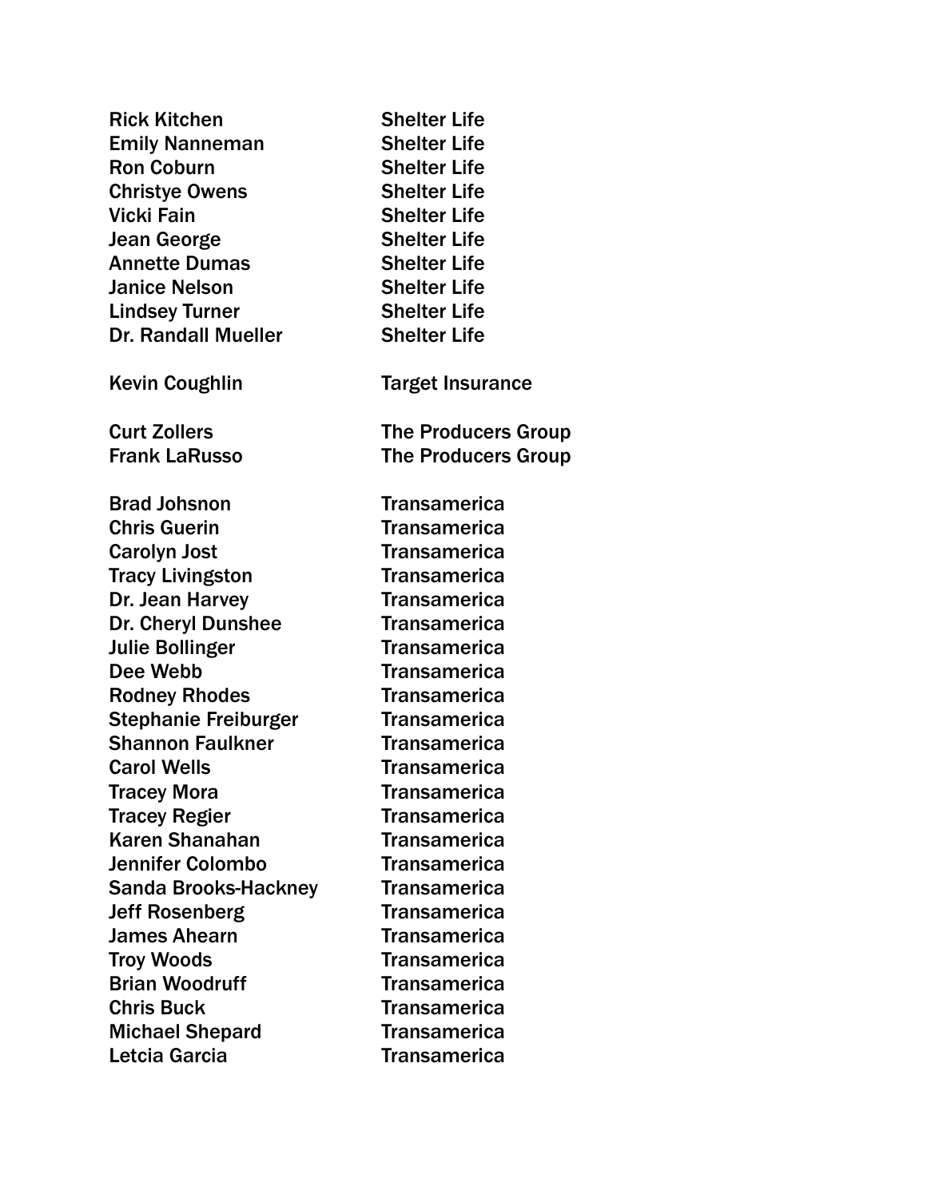| | |
|---|---|
| Rick Kitchen | Shelter Life |
| Emily Nanneman | Shelter Life |
| Ron Coburn | Shelter Life |
| Christye Owens | Shelter Life |
| Vicki Fain | Shelter Life |
| Jean George | Shelter Life |
| Annette Dumas | Shelter Life |
| Janice Nelson | Shelter Life |
| Lindsey Turner | Shelter Life |
| Dr. Randall Mueller | Shelter Life |
| | |
| Kevin Coughlin | Target Insurance |
| | |
| Curt Zollers | The Producers Group |
| Frank LaRusso | The Producers Group |
| | |
| Brad Johsnon | Transamerica |
| Chris Guerin | Transamerica |
| Carolyn Jost | Transamerica |
| Tracy Livingston | Transamerica |
| Dr. Jean Harvey | Transamerica |
| Dr. Cheryl Dunshee | Transamerica |
| Julie Bollinger | Transamerica |
| Dee Webb | Transamerica |
| Rodney Rhodes | Transamerica |
| Stephanie Freiburger | Transamerica |
| Shannon Faulkner | Transamerica |
| Carol Wells | Transamerica |
| Tracey Mora | Transamerica |
| Tracey Regier | Transamerica |
| Karen Shanahan | Transamerica |
| Jennifer Colombo | Transamerica |
| Sanda Brooks-Hackney | Transamerica |
| Jeff Rosenberg | Transamerica |
| James Ahearn | Transamerica |
| Troy Woods | Transamerica |
| Brian Woodruff | Transamerica |
| Chris Buck | Transamerica |
| Michael Shepard | Transamerica |
| Letcia Garcia | Transamerica |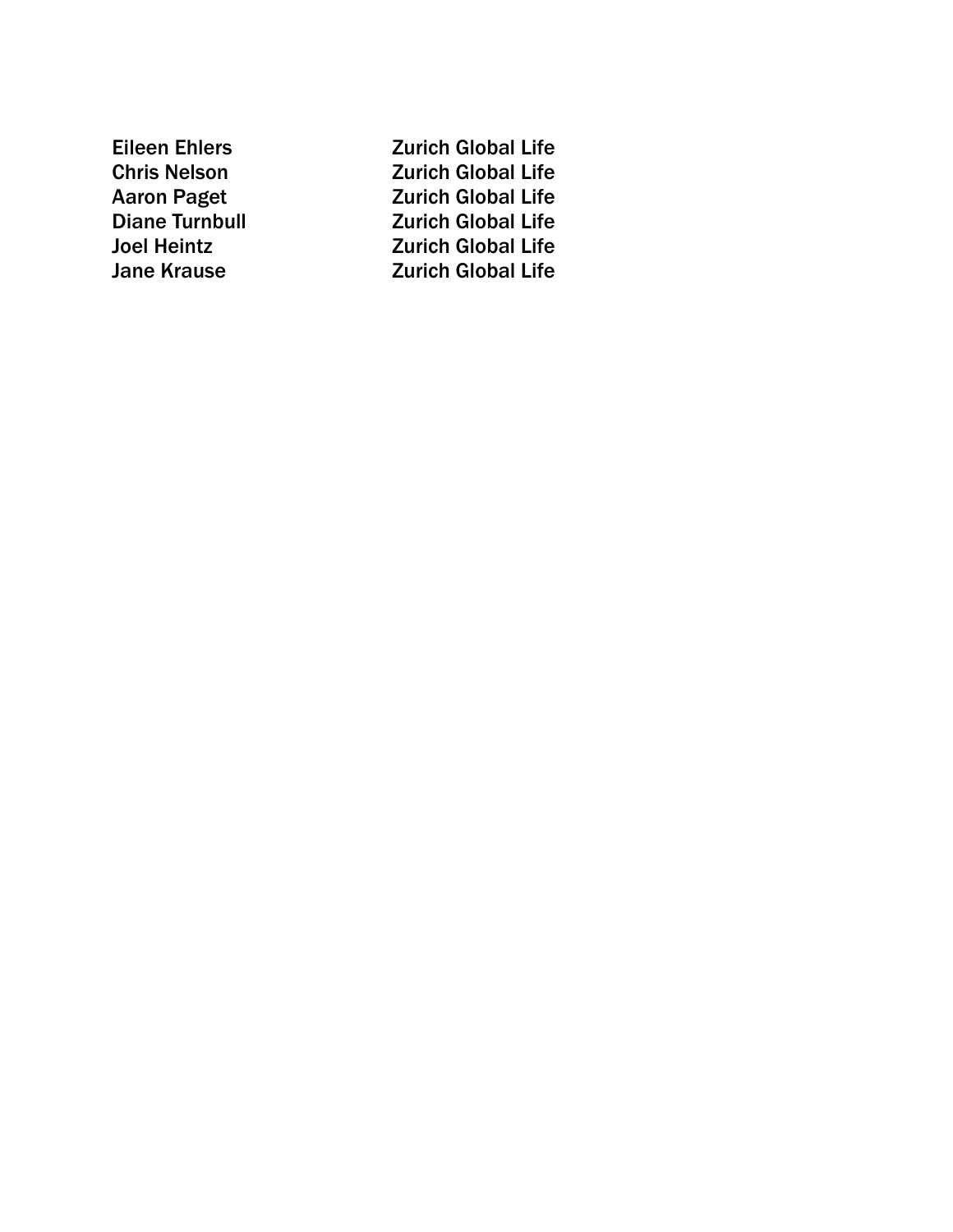| | |
|---|---|
| **Eileen Ehlers** | **Zurich Global Life** |
| **Chris Nelson** | **Zurich Global Life** |
| **Aaron Paget** | **Zurich Global Life** |
| **Diane Turnbull** | **Zurich Global Life** |
| **Joel Heintz** | **Zurich Global Life** |
| **Jane Krause** | **Zurich Global Life** |